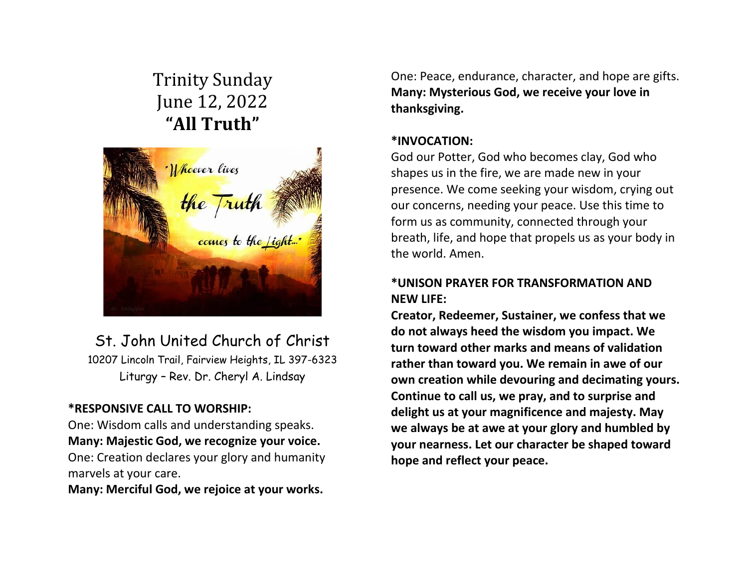# Trinity Sunday
## June 12, 2022
## **"All Truth"**

St. John United Church of Christ
10207 Lincoln Trail, Fairview Heights, IL 397-6323
Liturgy – Rev. Dr. Cheryl A. Lindsay

**\*RESPONSIVE CALL TO WORSHIP:**

One: Wisdom calls and understanding speaks.
**Many: Majestic God, we recognize your voice.**
One: Creation declares your glory and humanity marvels at your care.
**Many: Merciful God, we rejoice at your works.**
One: Peace, endurance, character, and hope are gifts.
**Many: Mysterious God, we receive your love in thanksgiving.**

**\*INVOCATION:**

God our Potter, God who becomes clay, God who shapes us in the fire, we are made new in your presence. We come seeking your wisdom, crying out our concerns, needing your peace. Use this time to form us as community, connected through your breath, life, and hope that propels us as your body in the world. Amen.

**\*UNISON PRAYER FOR TRANSFORMATION AND NEW LIFE:**

**Creator, Redeemer, Sustainer, we confess that we do not always heed the wisdom you impact. We turn toward other marks and means of validation rather than toward you. We remain in awe of our own creation while devouring and decimating yours. Continue to call us, we pray, and to surprise and delight us at your magnificence and majesty. May we always be at awe at your glory and humbled by your nearness. Let our character be shaped toward hope and reflect your peace.**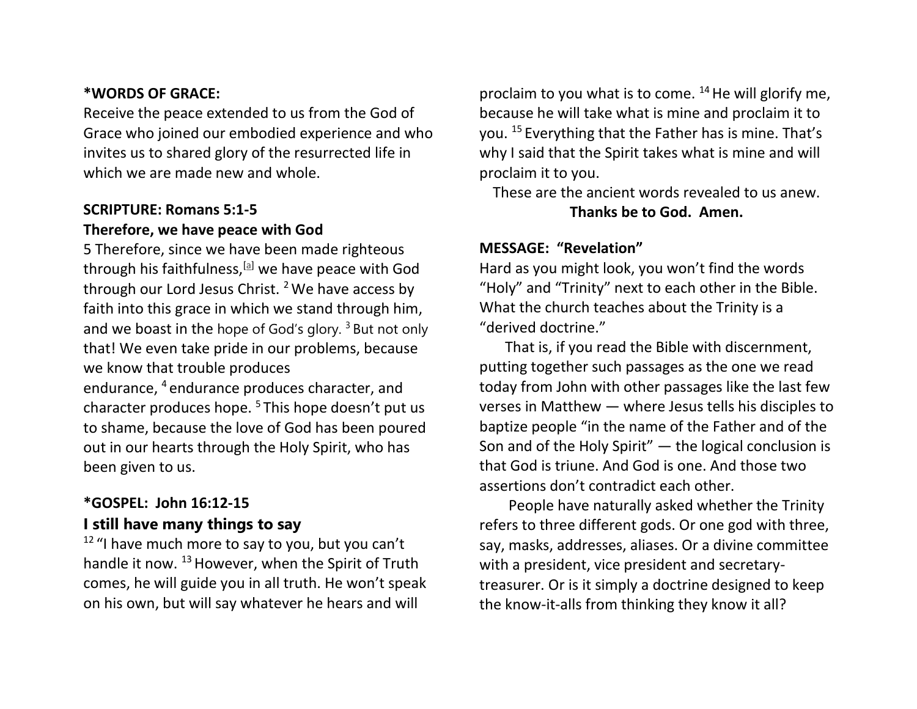**\*WORDS OF GRACE:**

Receive the peace extended to us from the God of Grace who joined our embodied experience and who invites us to shared glory of the resurrected life in which we are made new and whole.

**SCRIPTURE: Romans 5:1-5**

**Therefore, we have peace with God**

5 Therefore, since we have been made righteous through his faithfulness,[a] we have peace with God through our Lord Jesus Christ. [2] We have access by faith into this grace in which we stand through him, and we boast in the hope of God's glory. [3] But not only that! We even take pride in our problems, because we know that trouble produces endurance, [4] endurance produces character, and character produces hope. [5] This hope doesn't put us to shame, because the love of God has been poured out in our hearts through the Holy Spirit, who has been given to us.

**\*GOSPEL: John 16:12-15**

**I still have many things to say**

[12] "I have much more to say to you, but you can't handle it now. [13] However, when the Spirit of Truth comes, he will guide you in all truth. He won't speak on his own, but will say whatever he hears and will proclaim to you what is to come. [14] He will glorify me, because he will take what is mine and proclaim it to you. [15] Everything that the Father has is mine. That's why I said that the Spirit takes what is mine and will proclaim it to you.

These are the ancient words revealed to us anew.

**Thanks be to God. Amen.**

**MESSAGE: "Revelation"**

Hard as you might look, you won't find the words "Holy" and "Trinity" next to each other in the Bible. What the church teaches about the Trinity is a "derived doctrine."

That is, if you read the Bible with discernment, putting together such passages as the one we read today from John with other passages like the last few verses in Matthew — where Jesus tells his disciples to baptize people "in the name of the Father and of the Son and of the Holy Spirit" — the logical conclusion is that God is triune. And God is one. And those two assertions don't contradict each other.

People have naturally asked whether the Trinity refers to three different gods. Or one god with three, say, masks, addresses, aliases. Or a divine committee with a president, vice president and secretary-treasurer. Or is it simply a doctrine designed to keep the know-it-alls from thinking they know it all?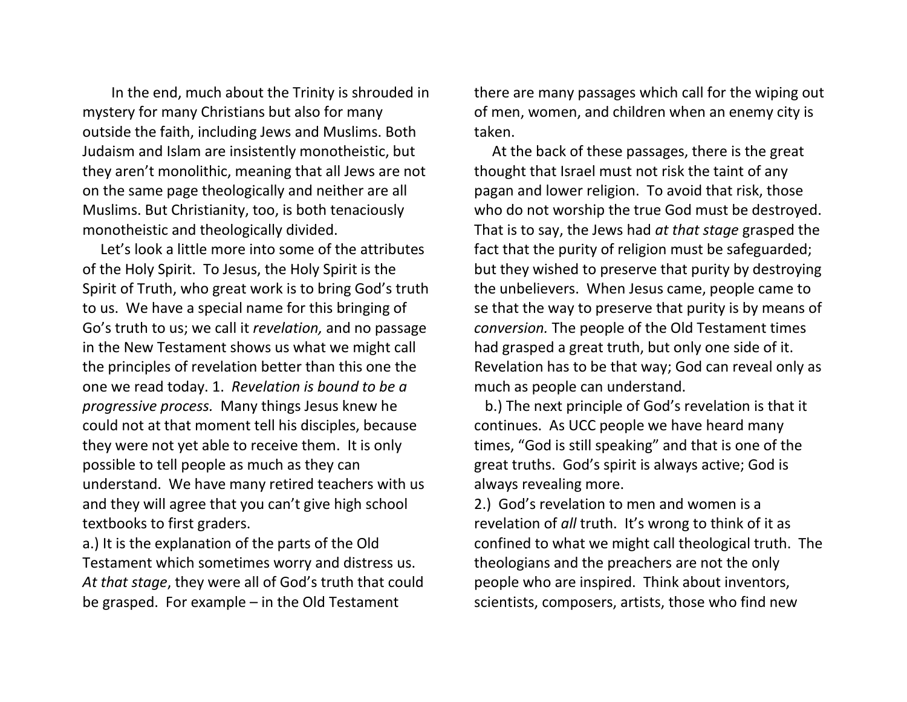In the end, much about the Trinity is shrouded in mystery for many Christians but also for many outside the faith, including Jews and Muslims. Both Judaism and Islam are insistently monotheistic, but they aren't monolithic, meaning that all Jews are not on the same page theologically and neither are all Muslims. But Christianity, too, is both tenaciously monotheistic and theologically divided.

Let's look a little more into some of the attributes of the Holy Spirit. To Jesus, the Holy Spirit is the Spirit of Truth, who great work is to bring God's truth to us. We have a special name for this bringing of Go's truth to us; we call it *revelation,* and no passage in the New Testament shows us what we might call the principles of revelation better than this one the one we read today. 1. *Revelation is bound to be a progressive process.* Many things Jesus knew he could not at that moment tell his disciples, because they were not yet able to receive them. It is only possible to tell people as much as they can understand. We have many retired teachers with us and they will agree that you can't give high school textbooks to first graders.

a.) It is the explanation of the parts of the Old Testament which sometimes worry and distress us. *At that stage*, they were all of God's truth that could be grasped. For example – in the Old Testament there are many passages which call for the wiping out of men, women, and children when an enemy city is taken.

At the back of these passages, there is the great thought that Israel must not risk the taint of any pagan and lower religion. To avoid that risk, those who do not worship the true God must be destroyed. That is to say, the Jews had *at that stage* grasped the fact that the purity of religion must be safeguarded; but they wished to preserve that purity by destroying the unbelievers. When Jesus came, people came to se that the way to preserve that purity is by means of *conversion.* The people of the Old Testament times had grasped a great truth, but only one side of it. Revelation has to be that way; God can reveal only as much as people can understand.

b.) The next principle of God's revelation is that it continues. As UCC people we have heard many times, "God is still speaking" and that is one of the great truths. God's spirit is always active; God is always revealing more.

2.) God's revelation to men and women is a revelation of *all* truth. It's wrong to think of it as confined to what we might call theological truth. The theologians and the preachers are not the only people who are inspired. Think about inventors, scientists, composers, artists, those who find new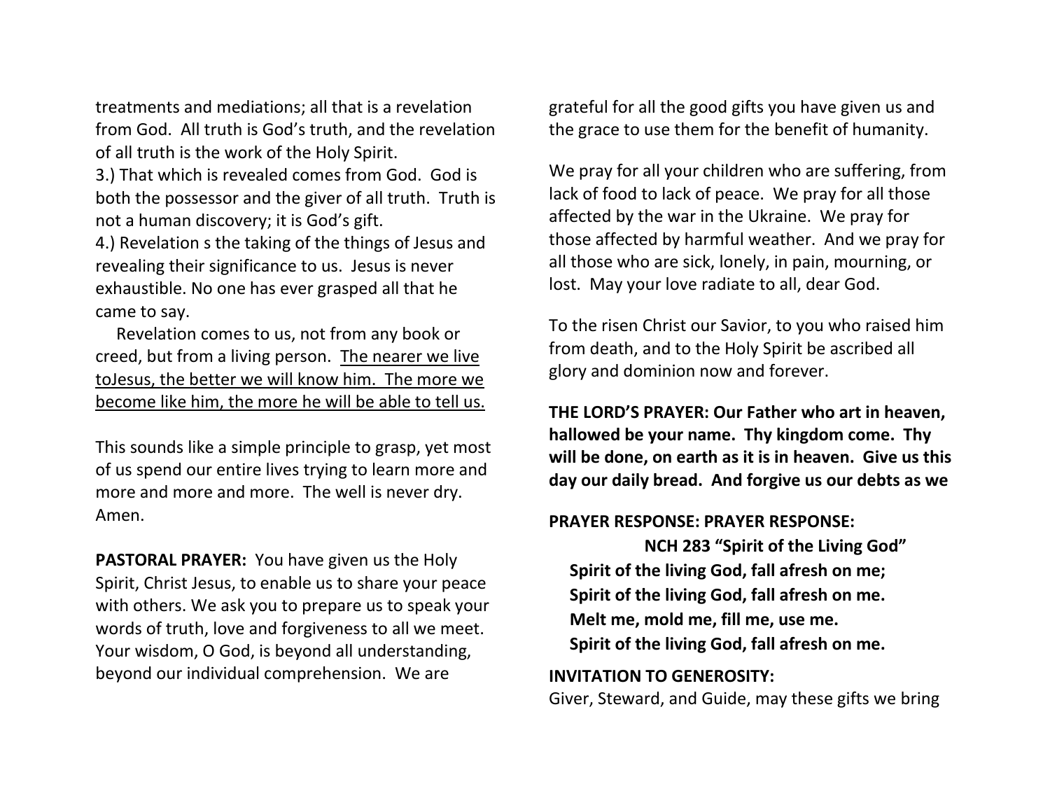treatments and mediations; all that is a revelation from God. All truth is God's truth, and the revelation of all truth is the work of the Holy Spirit.
3.) That which is revealed comes from God. God is both the possessor and the giver of all truth. Truth is not a human discovery; it is God's gift.
4.) Revelation s the taking of the things of Jesus and revealing their significance to us. Jesus is never exhaustible. No one has ever grasped all that he came to say.

Revelation comes to us, not from any book or creed, but from a living person. <u>The nearer we live toJesus, the better we will know him. The more we become like him, the more he will be able to tell us.</u>

This sounds like a simple principle to grasp, yet most of us spend our entire lives trying to learn more and more and more and more. The well is never dry. Amen.

**PASTORAL PRAYER:** You have given us the Holy Spirit, Christ Jesus, to enable us to share your peace with others. We ask you to prepare us to speak your words of truth, love and forgiveness to all we meet. Your wisdom, O God, is beyond all understanding, beyond our individual comprehension. We are grateful for all the good gifts you have given us and the grace to use them for the benefit of humanity.

We pray for all your children who are suffering, from lack of food to lack of peace. We pray for all those affected by the war in the Ukraine. We pray for those affected by harmful weather. And we pray for all those who are sick, lonely, in pain, mourning, or lost. May your love radiate to all, dear God.

To the risen Christ our Savior, to you who raised him from death, and to the Holy Spirit be ascribed all glory and dominion now and forever.

**THE LORD'S PRAYER: Our Father who art in heaven, hallowed be your name. Thy kingdom come. Thy will be done, on earth as it is in heaven. Give us this day our daily bread. And forgive us our debts as we**

**PRAYER RESPONSE: PRAYER RESPONSE:**

**NCH 283 "Spirit of the Living God"**

**Spirit of the living God, fall afresh on me;**
**Spirit of the living God, fall afresh on me.**
**Melt me, mold me, fill me, use me.**
**Spirit of the living God, fall afresh on me.**

**INVITATION TO GENEROSITY:**
Giver, Steward, and Guide, may these gifts we bring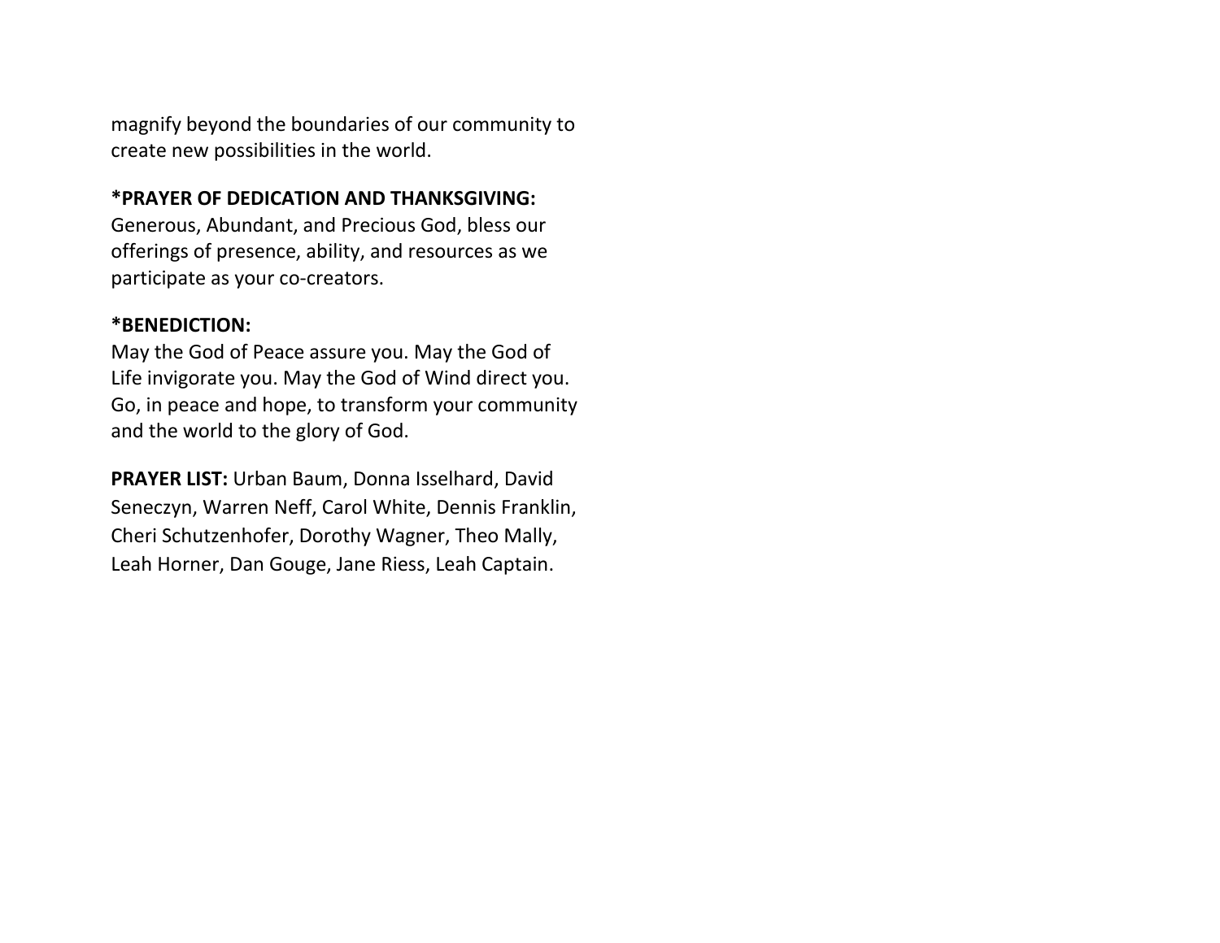magnify beyond the boundaries of our community to create new possibilities in the world.

**\*PRAYER OF DEDICATION AND THANKSGIVING:**
Generous, Abundant, and Precious God, bless our offerings of presence, ability, and resources as we participate as your co-creators.

**\*BENEDICTION:**
May the God of Peace assure you. May the God of Life invigorate you. May the God of Wind direct you. Go, in peace and hope, to transform your community and the world to the glory of God.

**PRAYER LIST:** Urban Baum, Donna Isselhard, David Seneczyn, Warren Neff, Carol White, Dennis Franklin, Cheri Schutzenhofer, Dorothy Wagner, Theo Mally, Leah Horner, Dan Gouge, Jane Riess, Leah Captain.